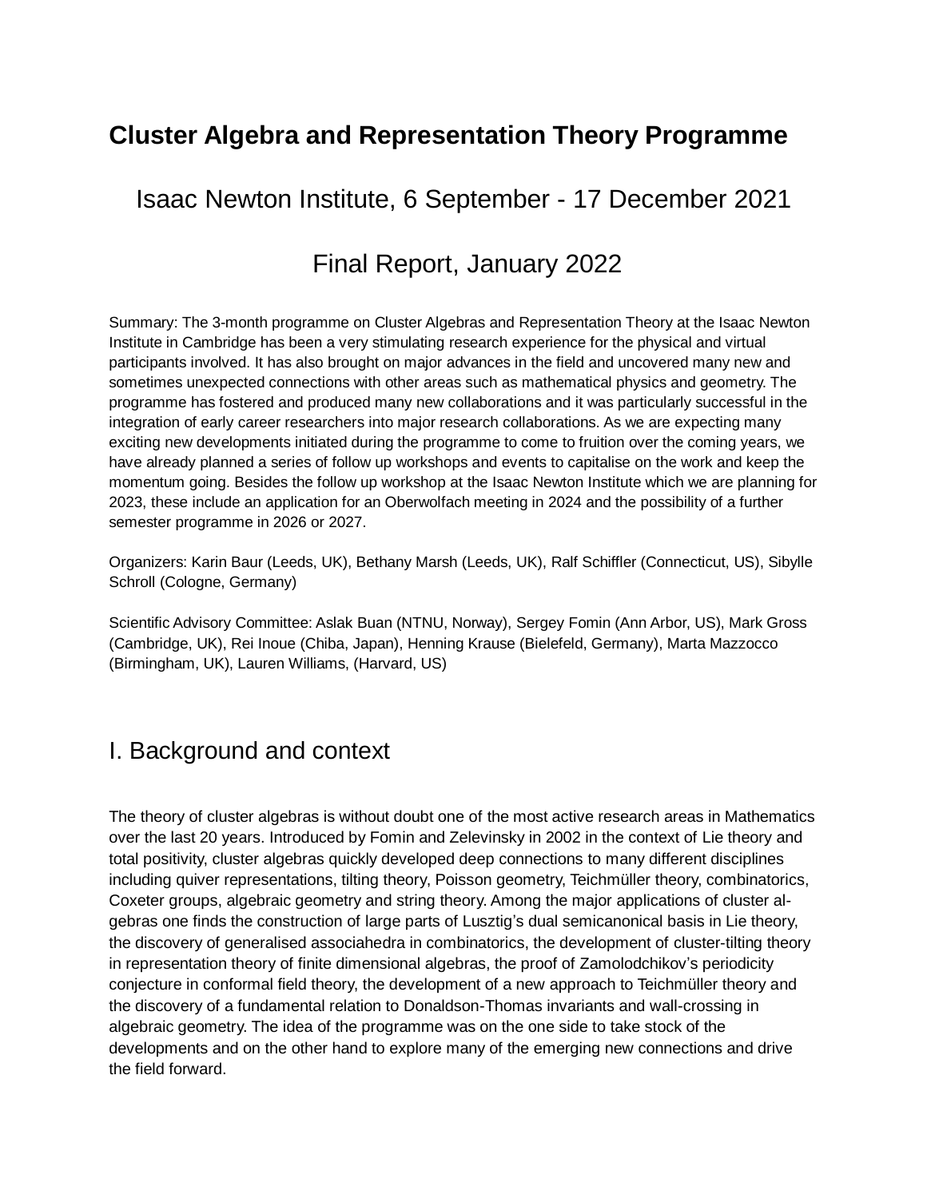# Cluster Algebra and Representation Theory Programme

## Isaac Newton Institute, 6 September - 17 December 2021

## Final Report, January 2022

Summary: The 3-month programme on Cluster Algebras and Representation Theory at the Isaac Newton Institute in Cambridge has been a very stimulating research experience for the physical and virtual participants involved. It has also brought on major advances in the field and uncovered many new and sometimes unexpected connections with other areas such as mathematical physics and geometry. The programme has fostered and produced many new collaborations and it was particularly successful in the integration of early career researchers into major research collaborations. As we are expecting many exciting new developments initiated during the programme to come to fruition over the coming years, we have already planned a series of follow up workshops and events to capitalise on the work and keep the momentum going. Besides the follow up workshop at the Isaac Newton Institute which we are planning for 2023, these include an application for an Oberwolfach meeting in 2024 and the possibility of a further semester programme in 2026 or 2027.

Organizers: Karin Baur (Leeds, UK), Bethany Marsh (Leeds, UK), Ralf Schiffler (Connecticut, US), Sibylle Schroll (Cologne, Germany)

Scientific Advisory Committee: Aslak Buan (NTNU, Norway), Sergey Fomin (Ann Arbor, US), Mark Gross (Cambridge, UK), Rei Inoue (Chiba, Japan), Henning Krause (Bielefeld, Germany), Marta Mazzocco (Birmingham, UK), Lauren Williams, (Harvard, US)

# I. Background and context

The theory of cluster algebras is without doubt one of the most active research areas in Mathematics over the last 20 years. Introduced by Fomin and Zelevinsky in 2002 in the context of Lie theory and total positivity, cluster algebras quickly developed deep connections to many different disciplines including quiver representations, tilting theory, Poisson geometry, Teichmüller theory, combinatorics, Coxeter groups, algebraic geometry and string theory. Among the major applications of cluster algebras one finds the construction of large parts of Lusztig's dual semicanonical basis in Lie theory, the discovery of generalised associahedra in combinatorics, the development of cluster-tilting theory in representation theory of finite dimensional algebras, the proof of Zamolodchikov's periodicity conjecture in conformal field theory, the development of a new approach to Teichmüller theory and the discovery of a fundamental relation to Donaldson-Thomas invariants and wall-crossing in algebraic geometry. The idea of the programme was on the one side to take stock of the developments and on the other hand to explore many of the emerging new connections and drive the field forward.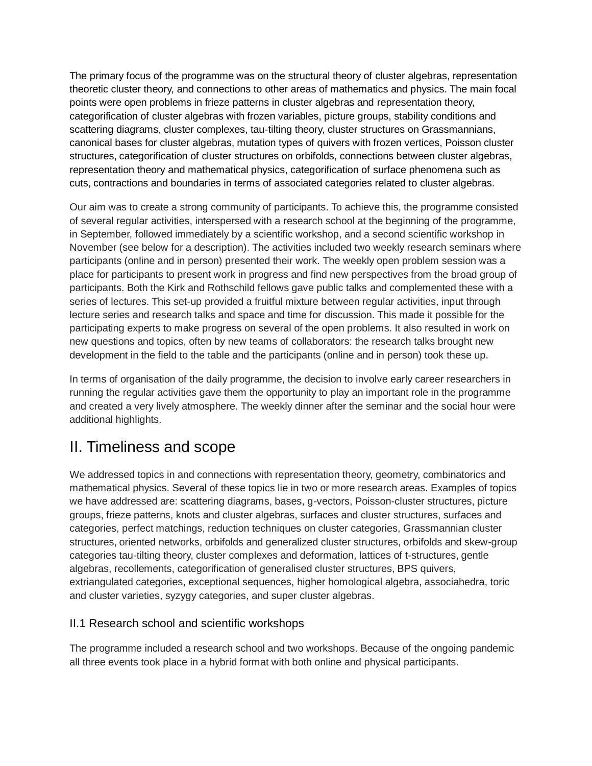The primary focus of the programme was on the structural theory of cluster algebras, representation theoretic cluster theory, and connections to other areas of mathematics and physics. The main focal points were open problems in frieze patterns in cluster algebras and representation theory, categorification of cluster algebras with frozen variables, picture groups, stability conditions and scattering diagrams, cluster complexes, tau-tilting theory, cluster structures on Grassmannians, canonical bases for cluster algebras, mutation types of quivers with frozen vertices, Poisson cluster structures, categorification of cluster structures on orbifolds, connections between cluster algebras, representation theory and mathematical physics, categorification of surface phenomena such as cuts, contractions and boundaries in terms of associated categories related to cluster algebras.

Our aim was to create a strong community of participants. To achieve this, the programme consisted of several regular activities, interspersed with a research school at the beginning of the programme, in September, followed immediately by a scientific workshop, and a second scientific workshop in November (see below for a description). The activities included two weekly research seminars where participants (online and in person) presented their work. The weekly open problem session was a place for participants to present work in progress and find new perspectives from the broad group of participants. Both the Kirk and Rothschild fellows gave public talks and complemented these with a series of lectures. This set-up provided a fruitful mixture between regular activities, input through lecture series and research talks and space and time for discussion. This made it possible for the participating experts to make progress on several of the open problems. It also resulted in work on new questions and topics, often by new teams of collaborators: the research talks brought new development in the field to the table and the participants (online and in person) took these up.

In terms of organisation of the daily programme, the decision to involve early career researchers in running the regular activities gave them the opportunity to play an important role in the programme and created a very lively atmosphere. The weekly dinner after the seminar and the social hour were additional highlights.

## II. Timeliness and scope

We addressed topics in and connections with representation theory, geometry, combinatorics and mathematical physics. Several of these topics lie in two or more research areas. Examples of topics we have addressed are: scattering diagrams, bases, g-vectors, Poisson-cluster structures, picture groups, frieze patterns, knots and cluster algebras, surfaces and cluster structures, surfaces and categories, perfect matchings, reduction techniques on cluster categories, Grassmannian cluster structures, oriented networks, orbifolds and generalized cluster structures, orbifolds and skew-group categories tau-tilting theory, cluster complexes and deformation, lattices of t-structures, gentle algebras, recollements, categorification of generalised cluster structures, BPS quivers, extriangulated categories, exceptional sequences, higher homological algebra, associahedra, toric and cluster varieties, syzygy categories, and super cluster algebras.

### II.1 Research school and scientific workshops

The programme included a research school and two workshops. Because of the ongoing pandemic all three events took place in a hybrid format with both online and physical participants.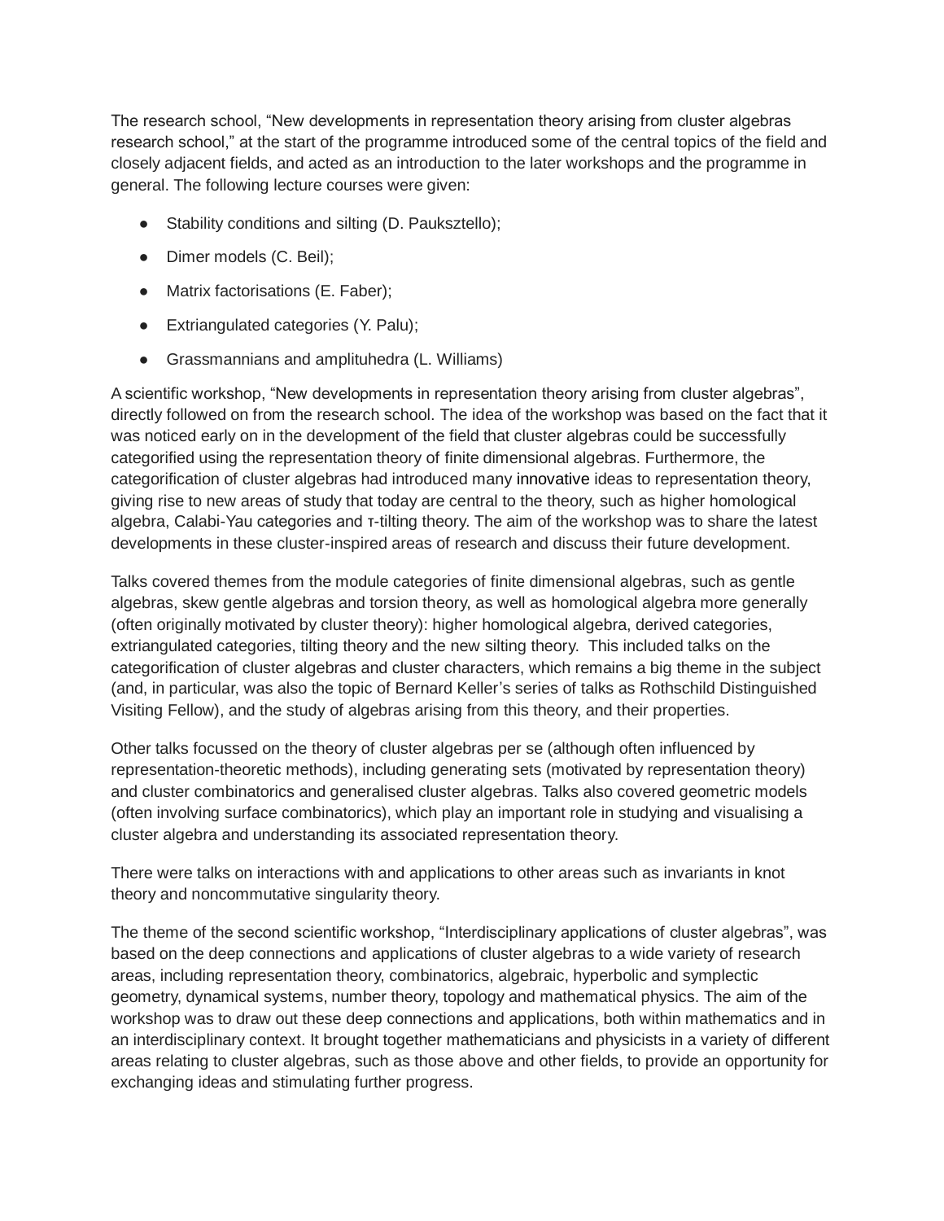The research school, “New developments in representation theory arising from cluster algebras research school,” at the start of the programme introduced some of the central topics of the field and closely adjacent fields, and acted as an introduction to the later workshops and the programme in general. The following lecture courses were given:

- Stability conditions and silting (D. Pauksztello);
- Dimer models (C. Beil);
- Matrix factorisations (E. Faber);
- Extriangulated categories (Y. Palu);
- Grassmannians and amplituhedra (L. Williams)

A scientific workshop, “New developments in representation theory arising from cluster algebras”, directly followed on from the research school. The idea of the workshop was based on the fact that it was noticed early on in the development of the field that cluster algebras could be successfully categorified using the representation theory of finite dimensional algebras. Furthermore, the categorification of cluster algebras had introduced many innovative ideas to representation theory, giving rise to new areas of study that today are central to the theory, such as higher homological algebra, Calabi-Yau categories and τ-tilting theory. The aim of the workshop was to share the latest developments in these cluster-inspired areas of research and discuss their future development.

Talks covered themes from the module categories of finite dimensional algebras, such as gentle algebras, skew gentle algebras and torsion theory, as well as homological algebra more generally (often originally motivated by cluster theory): higher homological algebra, derived categories, extriangulated categories, tilting theory and the new silting theory. This included talks on the categorification of cluster algebras and cluster characters, which remains a big theme in the subject (and, in particular, was also the topic of Bernard Keller’s series of talks as Rothschild Distinguished Visiting Fellow), and the study of algebras arising from this theory, and their properties.

Other talks focussed on the theory of cluster algebras per se (although often influenced by representation-theoretic methods), including generating sets (motivated by representation theory) and cluster combinatorics and generalised cluster algebras. Talks also covered geometric models (often involving surface combinatorics), which play an important role in studying and visualising a cluster algebra and understanding its associated representation theory.

There were talks on interactions with and applications to other areas such as invariants in knot theory and noncommutative singularity theory.

The theme of the second scientific workshop, “Interdisciplinary applications of cluster algebras”, was based on the deep connections and applications of cluster algebras to a wide variety of research areas, including representation theory, combinatorics, algebraic, hyperbolic and symplectic geometry, dynamical systems, number theory, topology and mathematical physics. The aim of the workshop was to draw out these deep connections and applications, both within mathematics and in an interdisciplinary context. It brought together mathematicians and physicists in a variety of different areas relating to cluster algebras, such as those above and other fields, to provide an opportunity for exchanging ideas and stimulating further progress.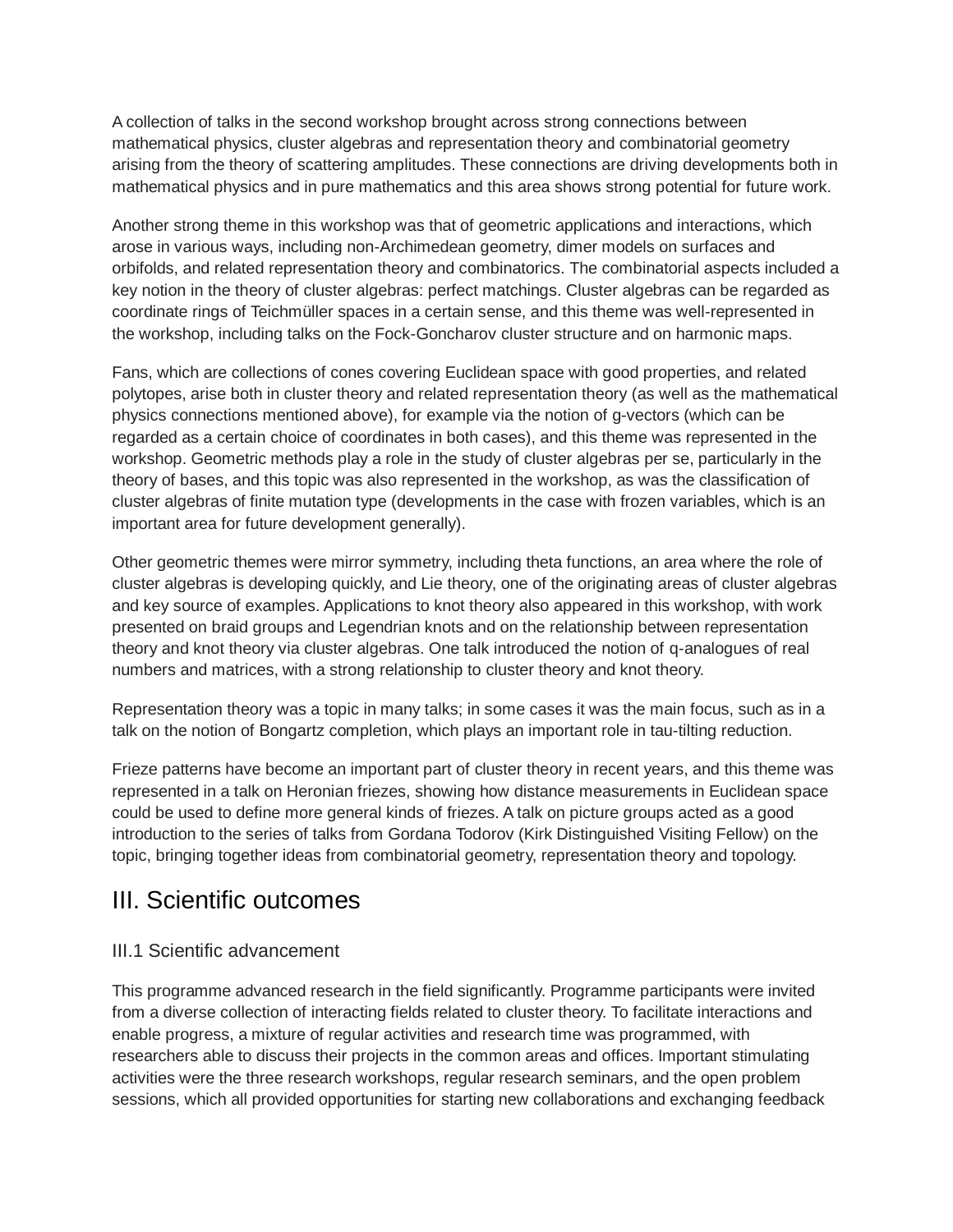A collection of talks in the second workshop brought across strong connections between mathematical physics, cluster algebras and representation theory and combinatorial geometry arising from the theory of scattering amplitudes. These connections are driving developments both in mathematical physics and in pure mathematics and this area shows strong potential for future work.

Another strong theme in this workshop was that of geometric applications and interactions, which arose in various ways, including non-Archimedean geometry, dimer models on surfaces and orbifolds, and related representation theory and combinatorics. The combinatorial aspects included a key notion in the theory of cluster algebras: perfect matchings. Cluster algebras can be regarded as coordinate rings of Teichmüller spaces in a certain sense, and this theme was well-represented in the workshop, including talks on the Fock-Goncharov cluster structure and on harmonic maps.

Fans, which are collections of cones covering Euclidean space with good properties, and related polytopes, arise both in cluster theory and related representation theory (as well as the mathematical physics connections mentioned above), for example via the notion of g-vectors (which can be regarded as a certain choice of coordinates in both cases), and this theme was represented in the workshop. Geometric methods play a role in the study of cluster algebras per se, particularly in the theory of bases, and this topic was also represented in the workshop, as was the classification of cluster algebras of finite mutation type (developments in the case with frozen variables, which is an important area for future development generally).

Other geometric themes were mirror symmetry, including theta functions, an area where the role of cluster algebras is developing quickly, and Lie theory, one of the originating areas of cluster algebras and key source of examples. Applications to knot theory also appeared in this workshop, with work presented on braid groups and Legendrian knots and on the relationship between representation theory and knot theory via cluster algebras. One talk introduced the notion of q-analogues of real numbers and matrices, with a strong relationship to cluster theory and knot theory.

Representation theory was a topic in many talks; in some cases it was the main focus, such as in a talk on the notion of Bongartz completion, which plays an important role in tau-tilting reduction.

Frieze patterns have become an important part of cluster theory in recent years, and this theme was represented in a talk on Heronian friezes, showing how distance measurements in Euclidean space could be used to define more general kinds of friezes. A talk on picture groups acted as a good introduction to the series of talks from Gordana Todorov (Kirk Distinguished Visiting Fellow) on the topic, bringing together ideas from combinatorial geometry, representation theory and topology.

# III. Scientific outcomes

## III.1 Scientific advancement

This programme advanced research in the field significantly. Programme participants were invited from a diverse collection of interacting fields related to cluster theory. To facilitate interactions and enable progress, a mixture of regular activities and research time was programmed, with researchers able to discuss their projects in the common areas and offices. Important stimulating activities were the three research workshops, regular research seminars, and the open problem sessions, which all provided opportunities for starting new collaborations and exchanging feedback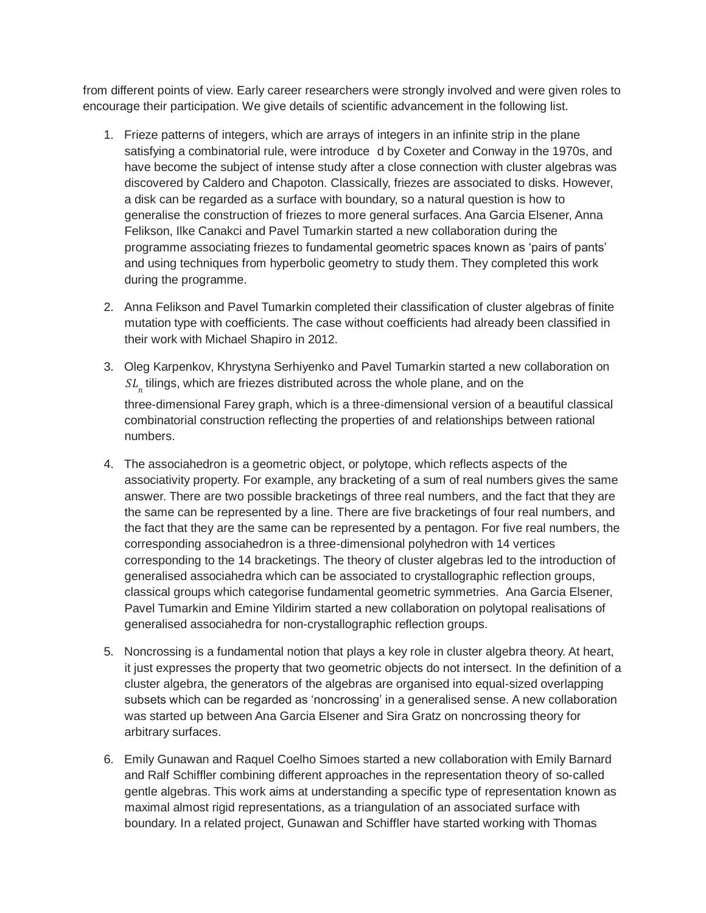from different points of view. Early career researchers were strongly involved and were given roles to encourage their participation. We give details of scientific advancement in the following list.

1. Frieze patterns of integers, which are arrays of integers in an infinite strip in the plane satisfying a combinatorial rule, were introduced by Coxeter and Conway in the 1970s, and have become the subject of intense study after a close connection with cluster algebras was discovered by Caldero and Chapoton. Classically, friezes are associated to disks. However, a disk can be regarded as a surface with boundary, so a natural question is how to generalise the construction of friezes to more general surfaces. Ana Garcia Elsener, Anna Felikson, Ilke Canakci and Pavel Tumarkin started a new collaboration during the programme associating friezes to fundamental geometric spaces known as 'pairs of pants' and using techniques from hyperbolic geometry to study them. They completed this work during the programme.

2. Anna Felikson and Pavel Tumarkin completed their classification of cluster algebras of finite mutation type with coefficients. The case without coefficients had already been classified in their work with Michael Shapiro in 2012.

3. Oleg Karpenkov, Khrystyna Serhiyenko and Pavel Tumarkin started a new collaboration on $SL_n$ tilings, which are friezes distributed across the whole plane, and on the three-dimensional Farey graph, which is a three-dimensional version of a beautiful classical combinatorial construction reflecting the properties of and relationships between rational numbers.

4. The associahedron is a geometric object, or polytope, which reflects aspects of the associativity property. For example, any bracketing of a sum of real numbers gives the same answer. There are two possible bracketings of three real numbers, and the fact that they are the same can be represented by a line. There are five bracketings of four real numbers, and the fact that they are the same can be represented by a pentagon. For five real numbers, the corresponding associahedron is a three-dimensional polyhedron with 14 vertices corresponding to the 14 bracketings. The theory of cluster algebras led to the introduction of generalised associahedra which can be associated to crystallographic reflection groups, classical groups which categorise fundamental geometric symmetries. Ana Garcia Elsener, Pavel Tumarkin and Emine Yildirim started a new collaboration on polytopal realisations of generalised associahedra for non-crystallographic reflection groups.

5. Noncrossing is a fundamental notion that plays a key role in cluster algebra theory. At heart, it just expresses the property that two geometric objects do not intersect. In the definition of a cluster algebra, the generators of the algebras are organised into equal-sized overlapping subsets which can be regarded as 'noncrossing' in a generalised sense. A new collaboration was started up between Ana Garcia Elsener and Sira Gratz on noncrossing theory for arbitrary surfaces.

6. Emily Gunawan and Raquel Coelho Simoes started a new collaboration with Emily Barnard and Ralf Schiffler combining different approaches in the representation theory of so-called gentle algebras. This work aims at understanding a specific type of representation known as maximal almost rigid representations, as a triangulation of an associated surface with boundary. In a related project, Gunawan and Schiffler have started working with Thomas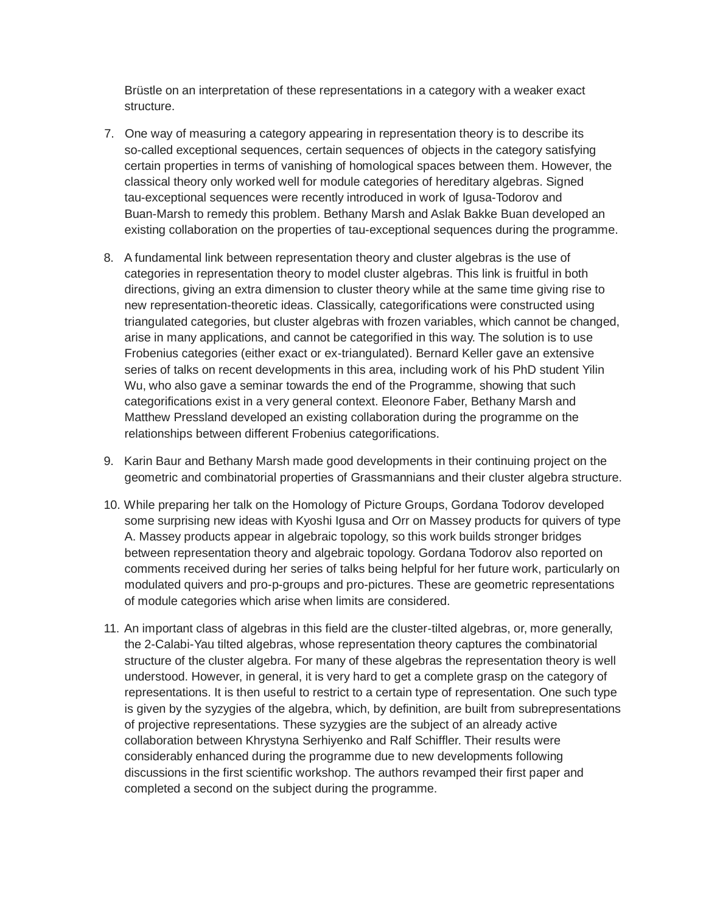Brüstle on an interpretation of these representations in a category with a weaker exact structure.

7. One way of measuring a category appearing in representation theory is to describe its so-called exceptional sequences, certain sequences of objects in the category satisfying certain properties in terms of vanishing of homological spaces between them. However, the classical theory only worked well for module categories of hereditary algebras. Signed tau-exceptional sequences were recently introduced in work of Igusa-Todorov and Buan-Marsh to remedy this problem. Bethany Marsh and Aslak Bakke Buan developed an existing collaboration on the properties of tau-exceptional sequences during the programme.

8. A fundamental link between representation theory and cluster algebras is the use of categories in representation theory to model cluster algebras. This link is fruitful in both directions, giving an extra dimension to cluster theory while at the same time giving rise to new representation-theoretic ideas. Classically, categorifications were constructed using triangulated categories, but cluster algebras with frozen variables, which cannot be changed, arise in many applications, and cannot be categorified in this way. The solution is to use Frobenius categories (either exact or ex-triangulated). Bernard Keller gave an extensive series of talks on recent developments in this area, including work of his PhD student Yilin Wu, who also gave a seminar towards the end of the Programme, showing that such categorifications exist in a very general context. Eleonore Faber, Bethany Marsh and Matthew Pressland developed an existing collaboration during the programme on the relationships between different Frobenius categorifications.

9. Karin Baur and Bethany Marsh made good developments in their continuing project on the geometric and combinatorial properties of Grassmannians and their cluster algebra structure.

10. While preparing her talk on the Homology of Picture Groups, Gordana Todorov developed some surprising new ideas with Kyoshi Igusa and Orr on Massey products for quivers of type A. Massey products appear in algebraic topology, so this work builds stronger bridges between representation theory and algebraic topology. Gordana Todorov also reported on comments received during her series of talks being helpful for her future work, particularly on modulated quivers and pro-p-groups and pro-pictures. These are geometric representations of module categories which arise when limits are considered.

11. An important class of algebras in this field are the cluster-tilted algebras, or, more generally, the 2-Calabi-Yau tilted algebras, whose representation theory captures the combinatorial structure of the cluster algebra. For many of these algebras the representation theory is well understood. However, in general, it is very hard to get a complete grasp on the category of representations. It is then useful to restrict to a certain type of representation. One such type is given by the syzygies of the algebra, which, by definition, are built from subrepresentations of projective representations. These syzygies are the subject of an already active collaboration between Khrystyna Serhiyenko and Ralf Schiffler. Their results were considerably enhanced during the programme due to new developments following discussions in the first scientific workshop. The authors revamped their first paper and completed a second on the subject during the programme.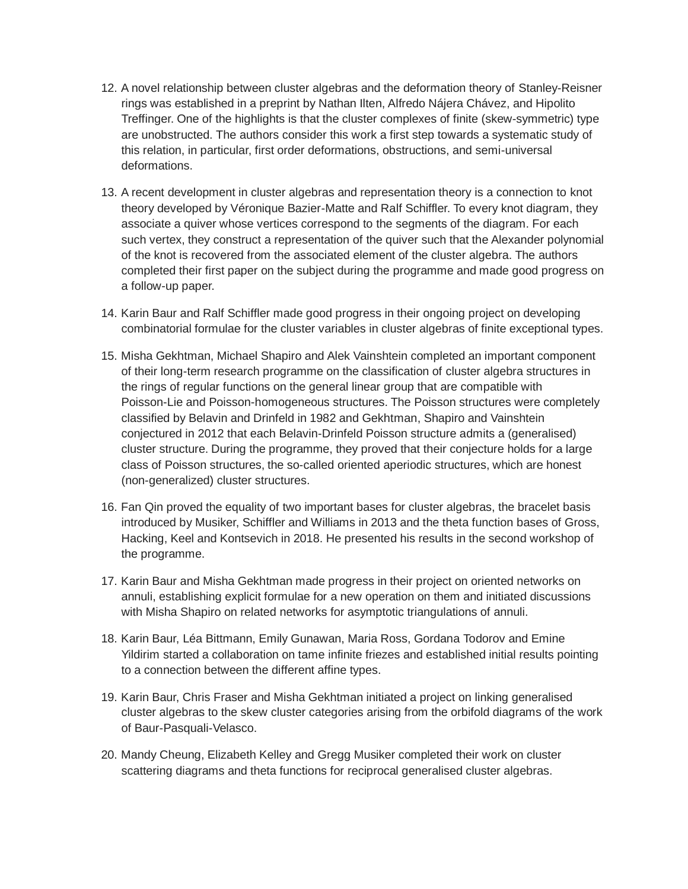12. A novel relationship between cluster algebras and the deformation theory of Stanley-Reisner rings was established in a preprint by Nathan Ilten, Alfredo Nájera Chávez, and Hipolito Treffinger. One of the highlights is that the cluster complexes of finite (skew-symmetric) type are unobstructed. The authors consider this work a first step towards a systematic study of this relation, in particular, first order deformations, obstructions, and semi-universal deformations.

13. A recent development in cluster algebras and representation theory is a connection to knot theory developed by Véronique Bazier-Matte and Ralf Schiffler. To every knot diagram, they associate a quiver whose vertices correspond to the segments of the diagram. For each such vertex, they construct a representation of the quiver such that the Alexander polynomial of the knot is recovered from the associated element of the cluster algebra. The authors completed their first paper on the subject during the programme and made good progress on a follow-up paper.

14. Karin Baur and Ralf Schiffler made good progress in their ongoing project on developing combinatorial formulae for the cluster variables in cluster algebras of finite exceptional types.

15. Misha Gekhtman, Michael Shapiro and Alek Vainshtein completed an important component of their long-term research programme on the classification of cluster algebra structures in the rings of regular functions on the general linear group that are compatible with Poisson-Lie and Poisson-homogeneous structures. The Poisson structures were completely classified by Belavin and Drinfeld in 1982 and Gekhtman, Shapiro and Vainshtein conjectured in 2012 that each Belavin-Drinfeld Poisson structure admits a (generalised) cluster structure. During the programme, they proved that their conjecture holds for a large class of Poisson structures, the so-called oriented aperiodic structures, which are honest (non-generalized) cluster structures.

16. Fan Qin proved the equality of two important bases for cluster algebras, the bracelet basis introduced by Musiker, Schiffler and Williams in 2013 and the theta function bases of Gross, Hacking, Keel and Kontsevich in 2018. He presented his results in the second workshop of the programme.

17. Karin Baur and Misha Gekhtman made progress in their project on oriented networks on annuli, establishing explicit formulae for a new operation on them and initiated discussions with Misha Shapiro on related networks for asymptotic triangulations of annuli.

18. Karin Baur, Léa Bittmann, Emily Gunawan, Maria Ross, Gordana Todorov and Emine Yildirim started a collaboration on tame infinite friezes and established initial results pointing to a connection between the different affine types.

19. Karin Baur, Chris Fraser and Misha Gekhtman initiated a project on linking generalised cluster algebras to the skew cluster categories arising from the orbifold diagrams of the work of Baur-Pasquali-Velasco.

20. Mandy Cheung, Elizabeth Kelley and Gregg Musiker completed their work on cluster scattering diagrams and theta functions for reciprocal generalised cluster algebras.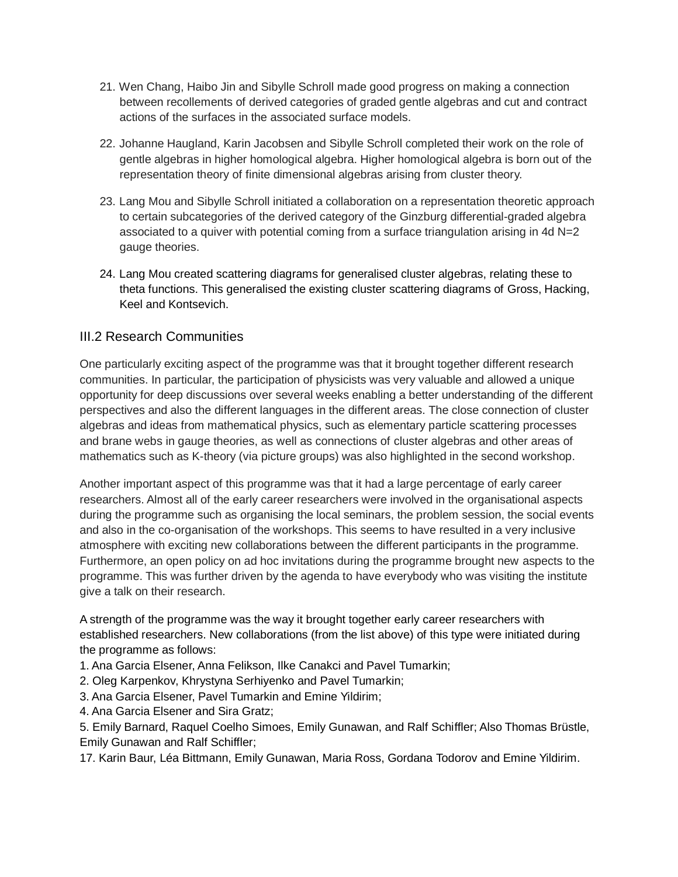21. Wen Chang, Haibo Jin and Sibylle Schroll made good progress on making a connection between recollements of derived categories of graded gentle algebras and cut and contract actions of the surfaces in the associated surface models.

22. Johanne Haugland, Karin Jacobsen and Sibylle Schroll completed their work on the role of gentle algebras in higher homological algebra. Higher homological algebra is born out of the representation theory of finite dimensional algebras arising from cluster theory.

23. Lang Mou and Sibylle Schroll initiated a collaboration on a representation theoretic approach to certain subcategories of the derived category of the Ginzburg differential-graded algebra associated to a quiver with potential coming from a surface triangulation arising in 4d N=2 gauge theories.

24. Lang Mou created scattering diagrams for generalised cluster algebras, relating these to theta functions. This generalised the existing cluster scattering diagrams of Gross, Hacking, Keel and Kontsevich.

### III.2 Research Communities

One particularly exciting aspect of the programme was that it brought together different research communities. In particular, the participation of physicists was very valuable and allowed a unique opportunity for deep discussions over several weeks enabling a better understanding of the different perspectives and also the different languages in the different areas. The close connection of cluster algebras and ideas from mathematical physics, such as elementary particle scattering processes and brane webs in gauge theories, as well as connections of cluster algebras and other areas of mathematics such as K-theory (via picture groups) was also highlighted in the second workshop.

Another important aspect of this programme was that it had a large percentage of early career researchers. Almost all of the early career researchers were involved in the organisational aspects during the programme such as organising the local seminars, the problem session, the social events and also in the co-organisation of the workshops. This seems to have resulted in a very inclusive atmosphere with exciting new collaborations between the different participants in the programme. Furthermore, an open policy on ad hoc invitations during the programme brought new aspects to the programme. This was further driven by the agenda to have everybody who was visiting the institute give a talk on their research.

A strength of the programme was the way it brought together early career researchers with established researchers. New collaborations (from the list above) of this type were initiated during the programme as follows:

1. Ana Garcia Elsener, Anna Felikson, Ilke Canakci and Pavel Tumarkin;
2. Oleg Karpenkov, Khrystyna Serhiyenko and Pavel Tumarkin;
3. Ana Garcia Elsener, Pavel Tumarkin and Emine Yildirim;
4. Ana Garcia Elsener and Sira Gratz;
5. Emily Barnard, Raquel Coelho Simoes, Emily Gunawan, and Ralf Schiffler; Also Thomas Brüstle, Emily Gunawan and Ralf Schiffler;

17. Karin Baur, Léa Bittmann, Emily Gunawan, Maria Ross, Gordana Todorov and Emine Yildirim.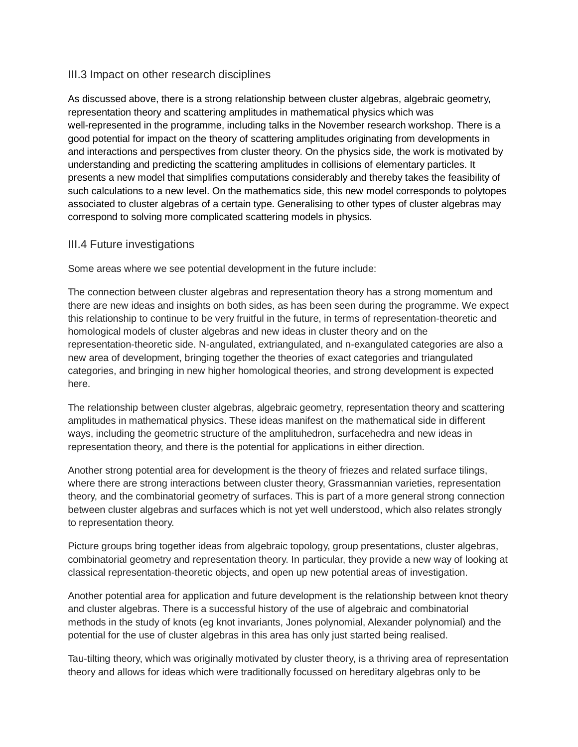### III.3 Impact on other research disciplines

As discussed above, there is a strong relationship between cluster algebras, algebraic geometry, representation theory and scattering amplitudes in mathematical physics which was well-represented in the programme, including talks in the November research workshop. There is a good potential for impact on the theory of scattering amplitudes originating from developments in and interactions and perspectives from cluster theory. On the physics side, the work is motivated by understanding and predicting the scattering amplitudes in collisions of elementary particles. It presents a new model that simplifies computations considerably and thereby takes the feasibility of such calculations to a new level. On the mathematics side, this new model corresponds to polytopes associated to cluster algebras of a certain type. Generalising to other types of cluster algebras may correspond to solving more complicated scattering models in physics.

### III.4 Future investigations

Some areas where we see potential development in the future include:

The connection between cluster algebras and representation theory has a strong momentum and there are new ideas and insights on both sides, as has been seen during the programme. We expect this relationship to continue to be very fruitful in the future, in terms of representation-theoretic and homological models of cluster algebras and new ideas in cluster theory and on the representation-theoretic side. N-angulated, extriangulated, and n-exangulated categories are also a new area of development, bringing together the theories of exact categories and triangulated categories, and bringing in new higher homological theories, and strong development is expected here.

The relationship between cluster algebras, algebraic geometry, representation theory and scattering amplitudes in mathematical physics. These ideas manifest on the mathematical side in different ways, including the geometric structure of the amplituhedron, surfacehedra and new ideas in representation theory, and there is the potential for applications in either direction.

Another strong potential area for development is the theory of friezes and related surface tilings, where there are strong interactions between cluster theory, Grassmannian varieties, representation theory, and the combinatorial geometry of surfaces. This is part of a more general strong connection between cluster algebras and surfaces which is not yet well understood, which also relates strongly to representation theory.

Picture groups bring together ideas from algebraic topology, group presentations, cluster algebras, combinatorial geometry and representation theory. In particular, they provide a new way of looking at classical representation-theoretic objects, and open up new potential areas of investigation.

Another potential area for application and future development is the relationship between knot theory and cluster algebras. There is a successful history of the use of algebraic and combinatorial methods in the study of knots (eg knot invariants, Jones polynomial, Alexander polynomial) and the potential for the use of cluster algebras in this area has only just started being realised.

Tau-tilting theory, which was originally motivated by cluster theory, is a thriving area of representation theory and allows for ideas which were traditionally focussed on hereditary algebras only to be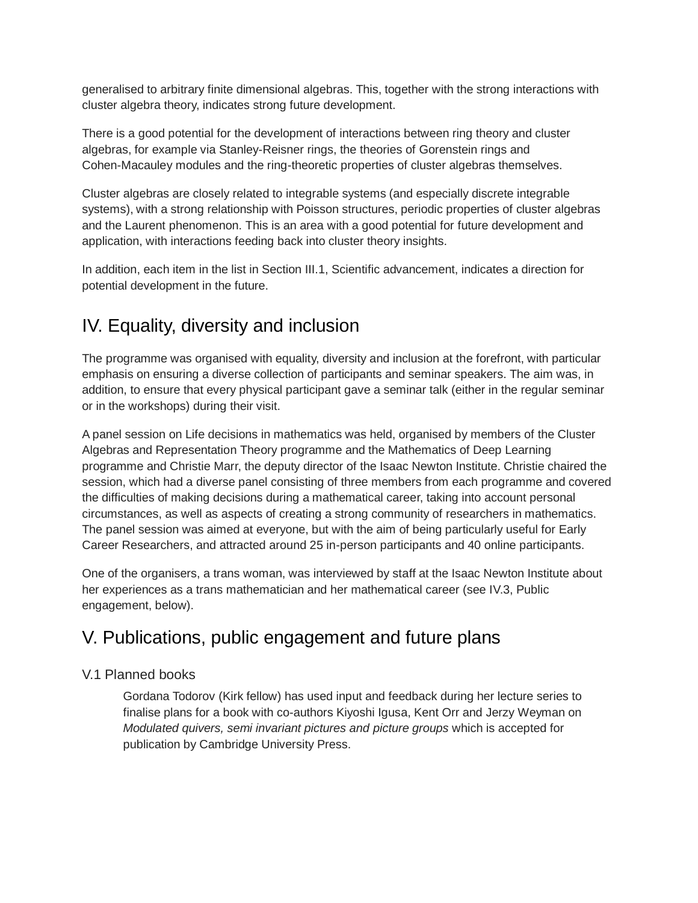generalised to arbitrary finite dimensional algebras. This, together with the strong interactions with cluster algebra theory, indicates strong future development.

There is a good potential for the development of interactions between ring theory and cluster algebras, for example via Stanley-Reisner rings, the theories of Gorenstein rings and Cohen-Macauley modules and the ring-theoretic properties of cluster algebras themselves.

Cluster algebras are closely related to integrable systems (and especially discrete integrable systems), with a strong relationship with Poisson structures, periodic properties of cluster algebras and the Laurent phenomenon. This is an area with a good potential for future development and application, with interactions feeding back into cluster theory insights.

In addition, each item in the list in Section III.1, Scientific advancement, indicates a direction for potential development in the future.

# IV. Equality, diversity and inclusion

The programme was organised with equality, diversity and inclusion at the forefront, with particular emphasis on ensuring a diverse collection of participants and seminar speakers. The aim was, in addition, to ensure that every physical participant gave a seminar talk (either in the regular seminar or in the workshops) during their visit.

A panel session on Life decisions in mathematics was held, organised by members of the Cluster Algebras and Representation Theory programme and the Mathematics of Deep Learning programme and Christie Marr, the deputy director of the Isaac Newton Institute. Christie chaired the session, which had a diverse panel consisting of three members from each programme and covered the difficulties of making decisions during a mathematical career, taking into account personal circumstances, as well as aspects of creating a strong community of researchers in mathematics. The panel session was aimed at everyone, but with the aim of being particularly useful for Early Career Researchers, and attracted around 25 in-person participants and 40 online participants.

One of the organisers, a trans woman, was interviewed by staff at the Isaac Newton Institute about her experiences as a trans mathematician and her mathematical career (see IV.3, Public engagement, below).

# V. Publications, public engagement and future plans

## V.1 Planned books

Gordana Todorov (Kirk fellow) has used input and feedback during her lecture series to finalise plans for a book with co-authors Kiyoshi Igusa, Kent Orr and Jerzy Weyman on *Modulated quivers, semi invariant pictures and picture groups* which is accepted for publication by Cambridge University Press.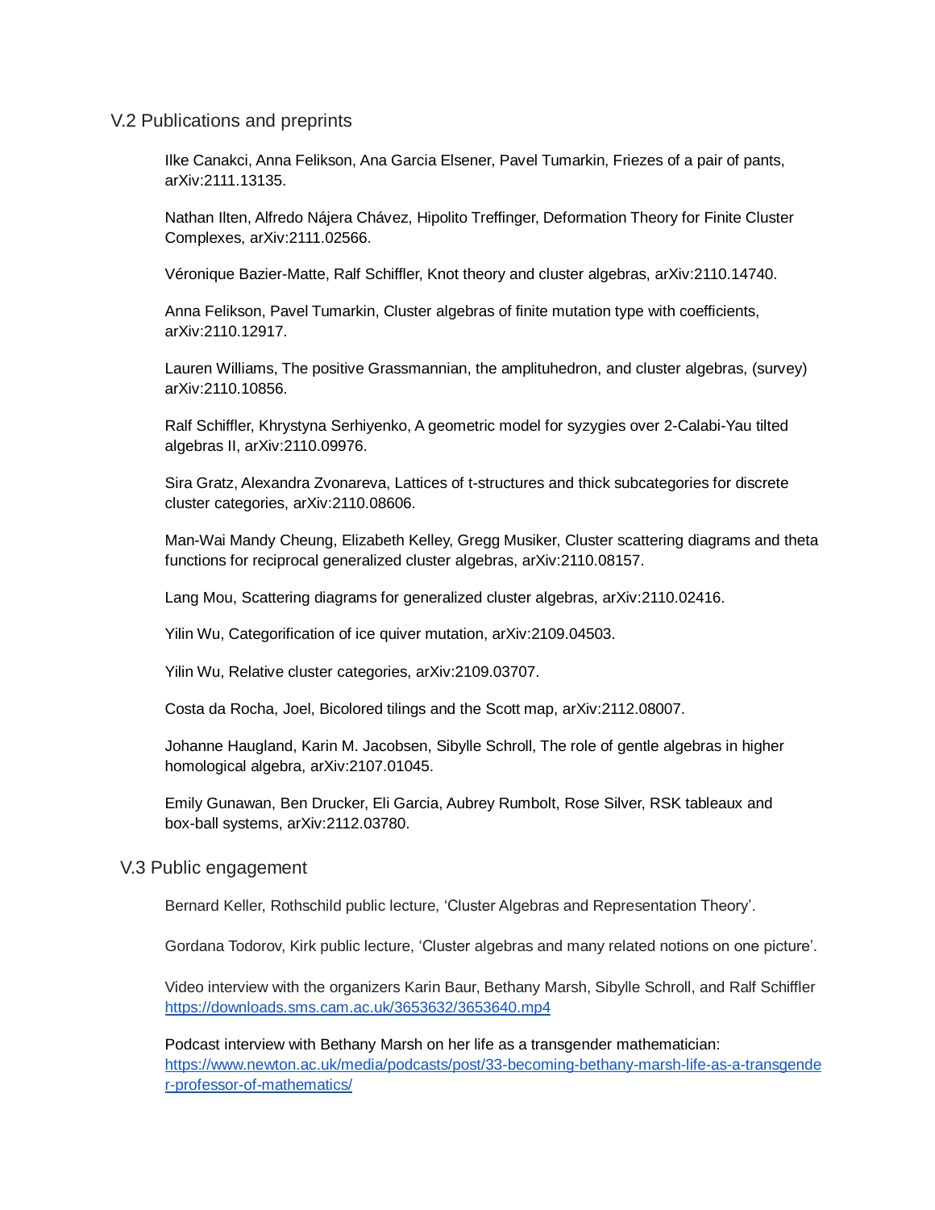## V.2 Publications and preprints

Ilke Canakci, Anna Felikson, Ana Garcia Elsener, Pavel Tumarkin, Friezes of a pair of pants, arXiv:2111.13135.

Nathan Ilten, Alfredo Nájera Chávez, Hipolito Treffinger, Deformation Theory for Finite Cluster Complexes, arXiv:2111.02566.

Véronique Bazier-Matte, Ralf Schiffler, Knot theory and cluster algebras, arXiv:2110.14740.

Anna Felikson, Pavel Tumarkin, Cluster algebras of finite mutation type with coefficients, arXiv:2110.12917.

Lauren Williams, The positive Grassmannian, the amplituhedron, and cluster algebras, (survey) arXiv:2110.10856.

Ralf Schiffler, Khrystyna Serhiyenko, A geometric model for syzygies over 2-Calabi-Yau tilted algebras II, arXiv:2110.09976.

Sira Gratz, Alexandra Zvonareva, Lattices of t-structures and thick subcategories for discrete cluster categories, arXiv:2110.08606.

Man-Wai Mandy Cheung, Elizabeth Kelley, Gregg Musiker, Cluster scattering diagrams and theta functions for reciprocal generalized cluster algebras, arXiv:2110.08157.

Lang Mou, Scattering diagrams for generalized cluster algebras, arXiv:2110.02416.

Yilin Wu, Categorification of ice quiver mutation, arXiv:2109.04503.

Yilin Wu, Relative cluster categories, arXiv:2109.03707.

Costa da Rocha, Joel, Bicolored tilings and the Scott map, arXiv:2112.08007.

Johanne Haugland, Karin M. Jacobsen, Sibylle Schroll, The role of gentle algebras in higher homological algebra, arXiv:2107.01045.

Emily Gunawan, Ben Drucker, Eli Garcia, Aubrey Rumbolt, Rose Silver, RSK tableaux and box-ball systems, arXiv:2112.03780.

## V.3 Public engagement

Bernard Keller, Rothschild public lecture, ‘Cluster Algebras and Representation Theory’.

Gordana Todorov, Kirk public lecture, ‘Cluster algebras and many related notions on one picture’.

Video interview with the organizers Karin Baur, Bethany Marsh, Sibylle Schroll, and Ralf Schiffler https://downloads.sms.cam.ac.uk/3653632/3653640.mp4

Podcast interview with Bethany Marsh on her life as a transgender mathematician: https://www.newton.ac.uk/media/podcasts/post/33-becoming-bethany-marsh-life-as-a-transgender-professor-of-mathematics/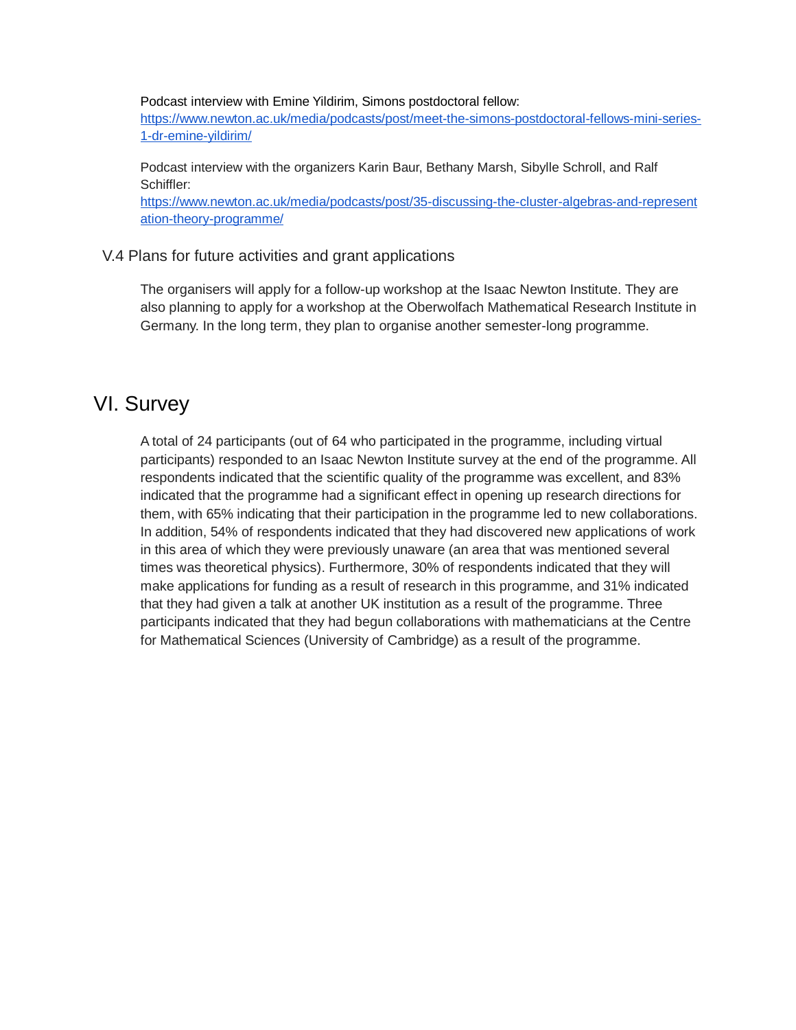Podcast interview with Emine Yildirim, Simons postdoctoral fellow:
https://www.newton.ac.uk/media/podcasts/post/meet-the-simons-postdoctoral-fellows-mini-series-1-dr-emine-yildirim/

Podcast interview with the organizers Karin Baur, Bethany Marsh, Sibylle Schroll, and Ralf Schiffler:
https://www.newton.ac.uk/media/podcasts/post/35-discussing-the-cluster-algebras-and-representation-theory-programme/

### V.4 Plans for future activities and grant applications

The organisers will apply for a follow-up workshop at the Isaac Newton Institute. They are also planning to apply for a workshop at the Oberwolfach Mathematical Research Institute in Germany. In the long term, they plan to organise another semester-long programme.

# VI. Survey

A total of 24 participants (out of 64 who participated in the programme, including virtual participants) responded to an Isaac Newton Institute survey at the end of the programme. All respondents indicated that the scientific quality of the programme was excellent, and 83% indicated that the programme had a significant effect in opening up research directions for them, with 65% indicating that their participation in the programme led to new collaborations. In addition, 54% of respondents indicated that they had discovered new applications of work in this area of which they were previously unaware (an area that was mentioned several times was theoretical physics). Furthermore, 30% of respondents indicated that they will make applications for funding as a result of research in this programme, and 31% indicated that they had given a talk at another UK institution as a result of the programme. Three participants indicated that they had begun collaborations with mathematicians at the Centre for Mathematical Sciences (University of Cambridge) as a result of the programme.